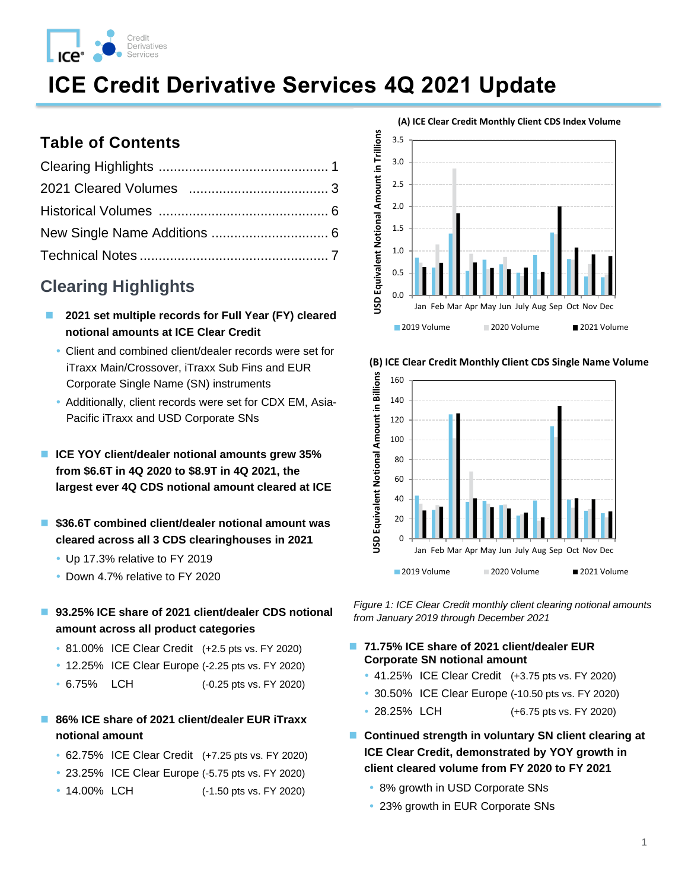# ICE Credit Derivative Services 4Q 2021 Update

## Table of Contents

Clearing Highlights ............................................. 1

2021 Cleared Volumes ..................................... 3

Historical Volumes ............................................. 6

New Single Name Additions ............................... 6

Technical Notes ................................................. 7

## Clearing Highlights

- **2021 set multiple records for Full Year (FY) cleared notional amounts at ICE Clear Credit**
  - Client and combined client/dealer records were set for iTraxx Main/Crossover, iTraxx Sub Fins and EUR Corporate Single Name (SN) instruments
  - Additionally, client records were set for CDX EM, Asia-Pacific iTraxx and USD Corporate SNs

- **ICE YOY client/dealer notional amounts grew 35% from $6.6T in 4Q 2020 to $8.9T in 4Q 2021, the largest ever 4Q CDS notional amount cleared at ICE**

- **$36.6T combined client/dealer notional amount was cleared across all 3 CDS clearinghouses in 2021**
  - Up 17.3% relative to FY 2019
  - Down 4.7% relative to FY 2020

- **93.25% ICE share of 2021 client/dealer CDS notional amount across all product categories**
  - 81.00% ICE Clear Credit (+2.5 pts vs. FY 2020)
  - 12.25% ICE Clear Europe (-2.25 pts vs. FY 2020)
  - 6.75% LCH (-0.25 pts vs. FY 2020)

- **86% ICE share of 2021 client/dealer EUR iTraxx notional amount**
  - 62.75% ICE Clear Credit (+7.25 pts vs. FY 2020)
  - 23.25% ICE Clear Europe (-5.75 pts vs. FY 2020)
  - 14.00% LCH (-1.50 pts vs. FY 2020)

**(A) ICE Clear Credit Monthly Client CDS Index Volume**

**(B) ICE Clear Credit Monthly Client CDS Single Name Volume**

*Figure 1: ICE Clear Credit monthly client clearing notional amounts from January 2019 through December 2021*

- **71.75% ICE share of 2021 client/dealer EUR Corporate SN notional amount**
  - 41.25% ICE Clear Credit (+3.75 pts vs. FY 2020)
  - 30.50% ICE Clear Europe (-10.50 pts vs. FY 2020)
  - 28.25% LCH (+6.75 pts vs. FY 2020)

- **Continued strength in voluntary SN client clearing at ICE Clear Credit, demonstrated by YOY growth in client cleared volume from FY 2020 to FY 2021**
  - 8% growth in USD Corporate SNs
  - 23% growth in EUR Corporate SNs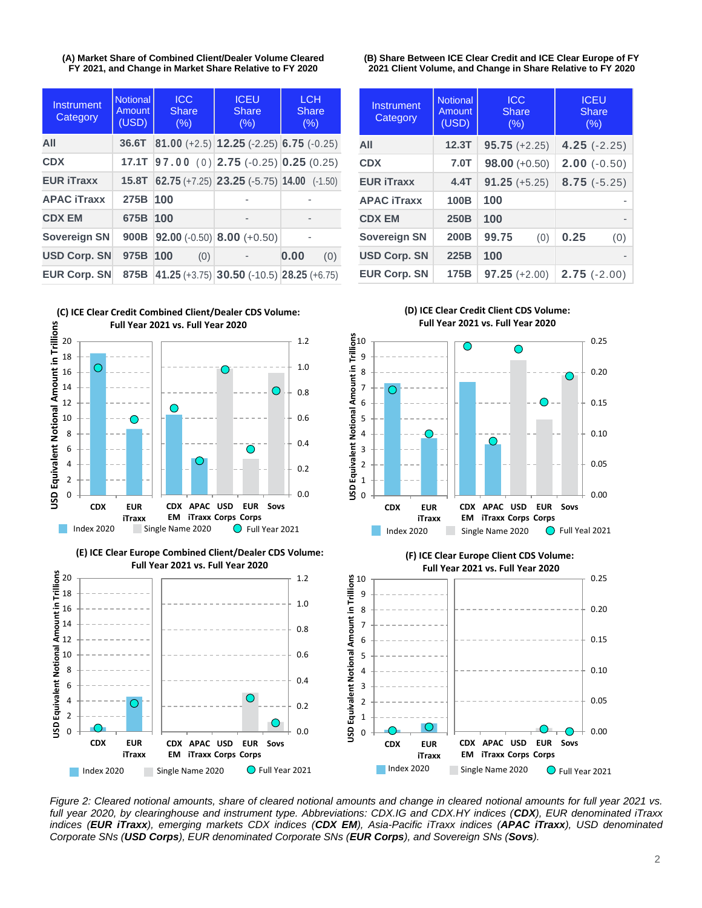**(A) Market Share of Combined Client/Dealer Volume Cleared FY 2021, and Change in Market Share Relative to FY 2020**

| Instrument Category | Notional Amount (USD) | ICC Share (%) | ICEU Share (%) | LCH Share (%) |
|---|---|---|---|---|
| **All** | 36.6T | 81.00 (+2.5) | 12.25 (-2.25) | 6.75 (-0.25) |
| **CDX** | 17.1T | 97.00 (0) | 2.75 (-0.25) | 0.25 (0.25) |
| **EUR iTraxx** | 15.8T | 62.75 (+7.25) | 23.25 (-5.75) | 14.00 (-1.50) |
| **APAC iTraxx** | 275B | 100 | - | - |
| **CDX EM** | 675B | 100 | - | - |
| **Sovereign SN** | 900B | 92.00 (-0.50) | 8.00 (+0.50) | - |
| **USD Corp. SN** | 975B | 100 (0) | - | 0.00 (0) |
| **EUR Corp. SN** | 875B | 41.25 (+3.75) | 30.50 (-10.5) | 28.25 (+6.75) |

**(B) Share Between ICE Clear Credit and ICE Clear Europe of FY 2021 Client Volume, and Change in Share Relative to FY 2020**

| Instrument Category | Notional Amount (USD) | ICC Share (%) | ICEU Share (%) |
|---|---|---|---|
| **All** | 12.3T | 95.75 (+2.25) | 4.25 (-2.25) |
| **CDX** | 7.0T | 98.00 (+0.50) | 2.00 (-0.50) |
| **EUR iTraxx** | 4.4T | 91.25 (+5.25) | 8.75 (-5.25) |
| **APAC iTraxx** | 100B | 100 | - |
| **CDX EM** | 250B | 100 | - |
| **Sovereign SN** | 200B | 99.75 (0) | 0.25 (0) |
| **USD Corp. SN** | 225B | 100 | - |
| **EUR Corp. SN** | 175B | 97.25 (+2.00) | 2.75 (-2.00) |

*Figure 2: Cleared notional amounts, share of cleared notional amounts and change in cleared notional amounts for full year 2021 vs. full year 2020, by clearinghouse and instrument type. Abbreviations: CDX.IG and CDX.HY indices (**CDX**), EUR denominated iTraxx indices (**EUR iTraxx**), emerging markets CDX indices (**CDX EM**), Asia-Pacific iTraxx indices (**APAC iTraxx**), USD denominated Corporate SNs (**USD Corps**), EUR denominated Corporate SNs (**EUR Corps**), and Sovereign SNs (**Sovs**).*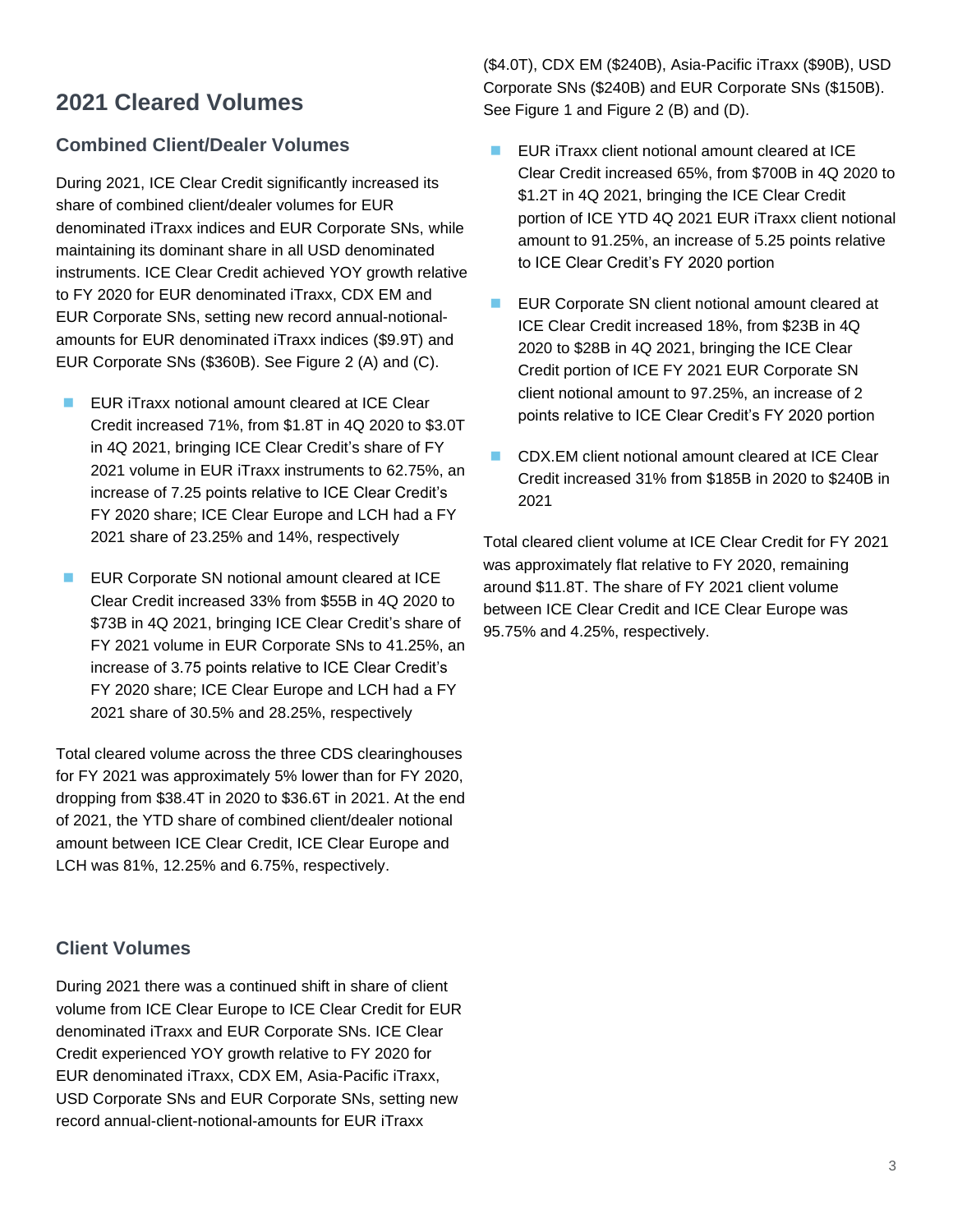# 2021 Cleared Volumes

## Combined Client/Dealer Volumes

During 2021, ICE Clear Credit significantly increased its share of combined client/dealer volumes for EUR denominated iTraxx indices and EUR Corporate SNs, while maintaining its dominant share in all USD denominated instruments. ICE Clear Credit achieved YOY growth relative to FY 2020 for EUR denominated iTraxx, CDX EM and EUR Corporate SNs, setting new record annual-notional-amounts for EUR denominated iTraxx indices ($9.9T) and EUR Corporate SNs ($360B). See Figure 2 (A) and (C).

- EUR iTraxx notional amount cleared at ICE Clear Credit increased 71%, from $1.8T in 4Q 2020 to $3.0T in 4Q 2021, bringing ICE Clear Credit's share of FY 2021 volume in EUR iTraxx instruments to 62.75%, an increase of 7.25 points relative to ICE Clear Credit's FY 2020 share; ICE Clear Europe and LCH had a FY 2021 share of 23.25% and 14%, respectively
- EUR Corporate SN notional amount cleared at ICE Clear Credit increased 33% from $55B in 4Q 2020 to $73B in 4Q 2021, bringing ICE Clear Credit's share of FY 2021 volume in EUR Corporate SNs to 41.25%, an increase of 3.75 points relative to ICE Clear Credit's FY 2020 share; ICE Clear Europe and LCH had a FY 2021 share of 30.5% and 28.25%, respectively

Total cleared volume across the three CDS clearinghouses for FY 2021 was approximately 5% lower than for FY 2020, dropping from $38.4T in 2020 to $36.6T in 2021. At the end of 2021, the YTD share of combined client/dealer notional amount between ICE Clear Credit, ICE Clear Europe and LCH was 81%, 12.25% and 6.75%, respectively.

## Client Volumes

During 2021 there was a continued shift in share of client volume from ICE Clear Europe to ICE Clear Credit for EUR denominated iTraxx and EUR Corporate SNs. ICE Clear Credit experienced YOY growth relative to FY 2020 for EUR denominated iTraxx, CDX EM, Asia-Pacific iTraxx, USD Corporate SNs and EUR Corporate SNs, setting new record annual-client-notional-amounts for EUR iTraxx ($4.0T), CDX EM ($240B), Asia-Pacific iTraxx ($90B), USD Corporate SNs ($240B) and EUR Corporate SNs ($150B). See Figure 1 and Figure 2 (B) and (D).

- EUR iTraxx client notional amount cleared at ICE Clear Credit increased 65%, from $700B in 4Q 2020 to $1.2T in 4Q 2021, bringing the ICE Clear Credit portion of ICE YTD 4Q 2021 EUR iTraxx client notional amount to 91.25%, an increase of 5.25 points relative to ICE Clear Credit's FY 2020 portion
- EUR Corporate SN client notional amount cleared at ICE Clear Credit increased 18%, from $23B in 4Q 2020 to $28B in 4Q 2021, bringing the ICE Clear Credit portion of ICE FY 2021 EUR Corporate SN client notional amount to 97.25%, an increase of 2 points relative to ICE Clear Credit's FY 2020 portion
- CDX.EM client notional amount cleared at ICE Clear Credit increased 31% from $185B in 2020 to $240B in 2021

Total cleared client volume at ICE Clear Credit for FY 2021 was approximately flat relative to FY 2020, remaining around $11.8T. The share of FY 2021 client volume between ICE Clear Credit and ICE Clear Europe was 95.75% and 4.25%, respectively.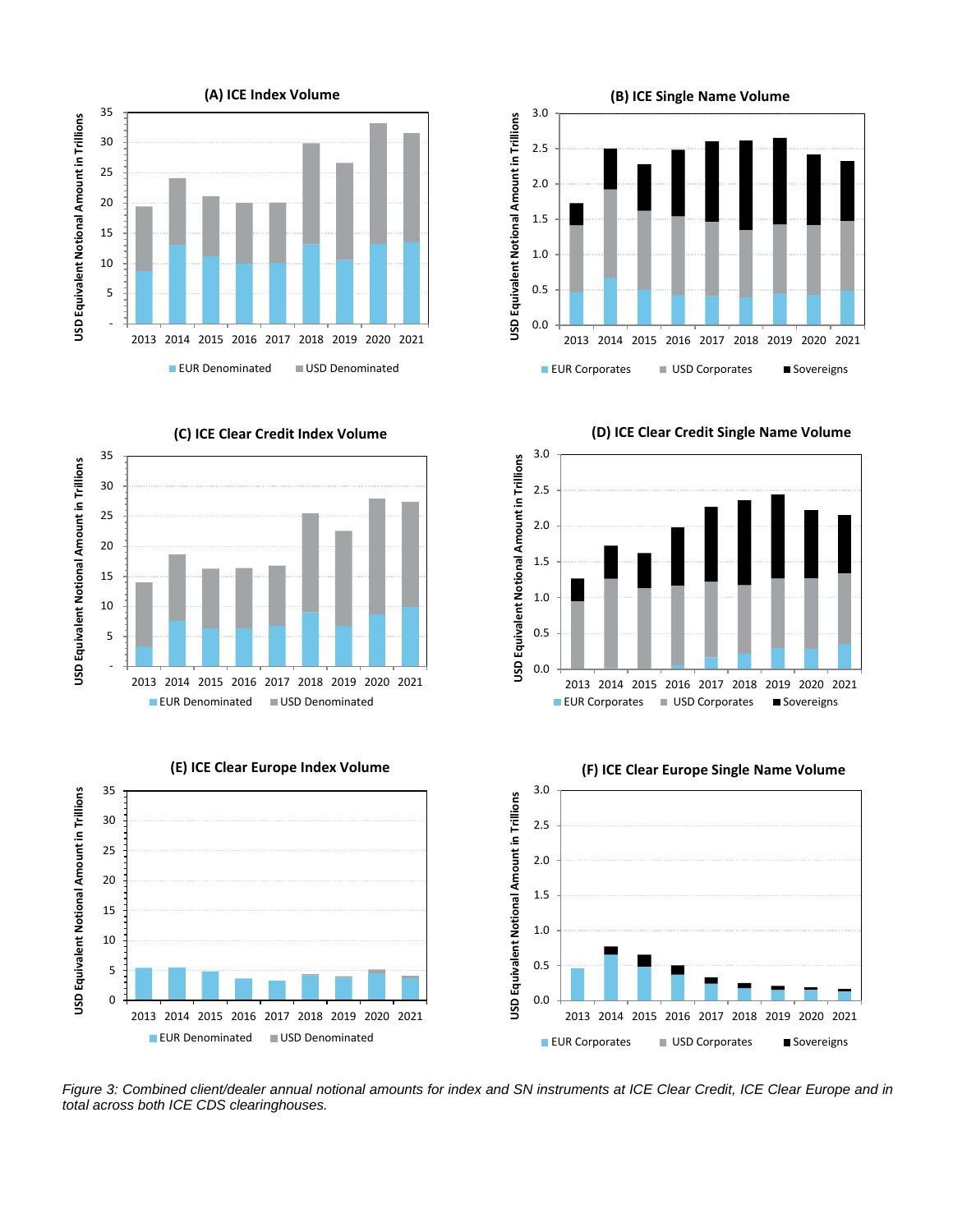Figure 3: Combined client/dealer annual notional amounts for index and SN instruments at ICE Clear Credit, ICE Clear Europe and in total across both ICE CDS clearinghouses.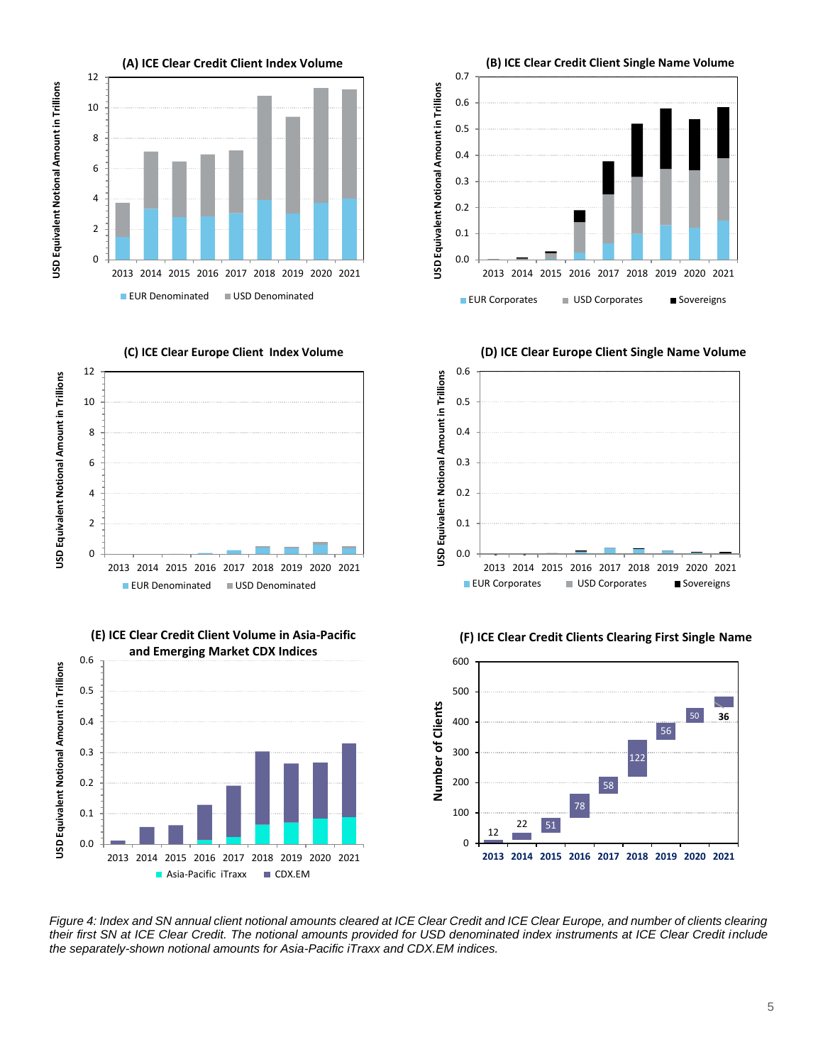*Figure 4: Index and SN annual client notional amounts cleared at ICE Clear Credit and ICE Clear Europe, and number of clients clearing their first SN at ICE Clear Credit. The notional amounts provided for USD denominated index instruments at ICE Clear Credit include the separately-shown notional amounts for Asia-Pacific iTraxx and CDX.EM indices.*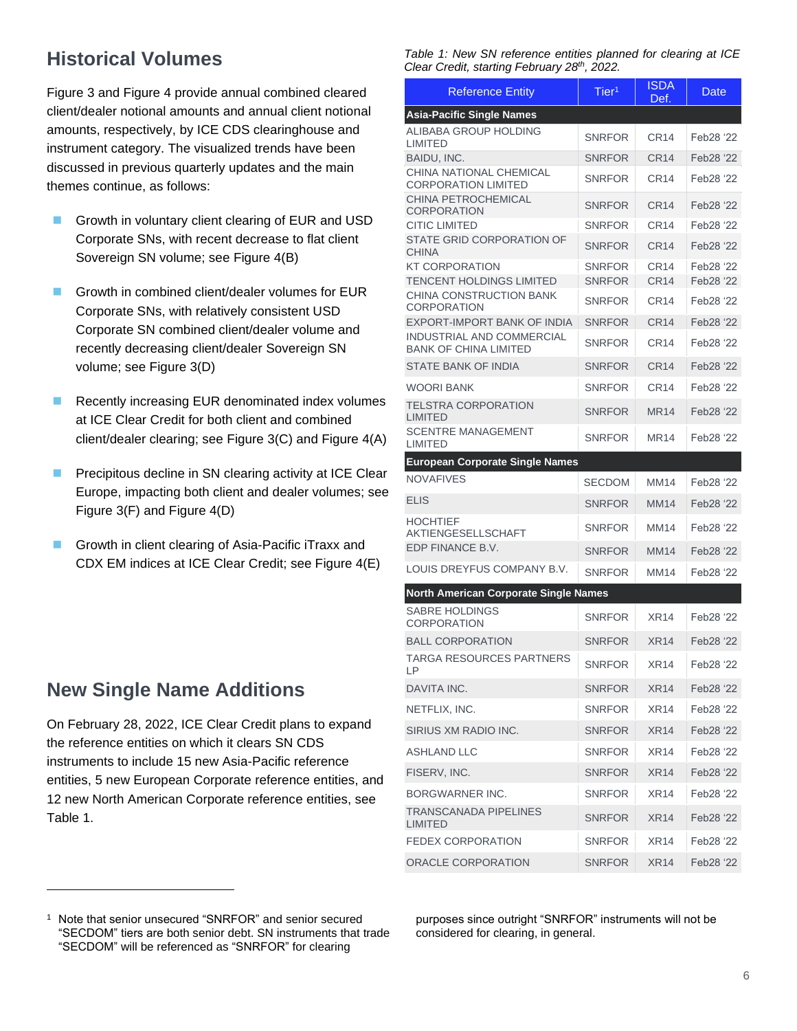## Historical Volumes

Figure 3 and Figure 4 provide annual combined cleared client/dealer notional amounts and annual client notional amounts, respectively, by ICE CDS clearinghouse and instrument category. The visualized trends have been discussed in previous quarterly updates and the main themes continue, as follows:

- Growth in voluntary client clearing of EUR and USD Corporate SNs, with recent decrease to flat client Sovereign SN volume; see Figure 4(B)
- Growth in combined client/dealer volumes for EUR Corporate SNs, with relatively consistent USD Corporate SN combined client/dealer volume and recently decreasing client/dealer Sovereign SN volume; see Figure 3(D)
- Recently increasing EUR denominated index volumes at ICE Clear Credit for both client and combined client/dealer clearing; see Figure 3(C) and Figure 4(A)
- Precipitous decline in SN clearing activity at ICE Clear Europe, impacting both client and dealer volumes; see Figure 3(F) and Figure 4(D)
- Growth in client clearing of Asia-Pacific iTraxx and CDX EM indices at ICE Clear Credit; see Figure 4(E)

## New Single Name Additions

On February 28, 2022, ICE Clear Credit plans to expand the reference entities on which it clears SN CDS instruments to include 15 new Asia-Pacific reference entities, 5 new European Corporate reference entities, and 12 new North American Corporate reference entities, see Table 1.

*Table 1: New SN reference entities planned for clearing at ICE Clear Credit, starting February 28th, 2022.*

| Reference Entity | Tier[1] | ISDA Def. | Date |
|---|---|---|---|
| **Asia-Pacific Single Names** | | | |
| ALIBABA GROUP HOLDING LIMITED | SNRFOR | CR14 | Feb28 '22 |
| BAIDU, INC. | SNRFOR | CR14 | Feb28 '22 |
| CHINA NATIONAL CHEMICAL CORPORATION LIMITED | SNRFOR | CR14 | Feb28 '22 |
| CHINA PETROCHEMICAL CORPORATION | SNRFOR | CR14 | Feb28 '22 |
| CITIC LIMITED | SNRFOR | CR14 | Feb28 '22 |
| STATE GRID CORPORATION OF CHINA | SNRFOR | CR14 | Feb28 '22 |
| KT CORPORATION | SNRFOR | CR14 | Feb28 '22 |
| TENCENT HOLDINGS LIMITED | SNRFOR | CR14 | Feb28 '22 |
| CHINA CONSTRUCTION BANK CORPORATION | SNRFOR | CR14 | Feb28 '22 |
| EXPORT-IMPORT BANK OF INDIA | SNRFOR | CR14 | Feb28 '22 |
| INDUSTRIAL AND COMMERCIAL BANK OF CHINA LIMITED | SNRFOR | CR14 | Feb28 '22 |
| STATE BANK OF INDIA | SNRFOR | CR14 | Feb28 '22 |
| WOORI BANK | SNRFOR | CR14 | Feb28 '22 |
| TELSTRA CORPORATION LIMITED | SNRFOR | MR14 | Feb28 '22 |
| SCENTRE MANAGEMENT LIMITED | SNRFOR | MR14 | Feb28 '22 |
| **European Corporate Single Names** | | | |
| NOVAFIVES | SECDOM | MM14 | Feb28 '22 |
| ELIS | SNRFOR | MM14 | Feb28 '22 |
| HOCHTIEF AKTIENGESELLSCHAFT | SNRFOR | MM14 | Feb28 '22 |
| EDP FINANCE B.V. | SNRFOR | MM14 | Feb28 '22 |
| LOUIS DREYFUS COMPANY B.V. | SNRFOR | MM14 | Feb28 '22 |
| **North American Corporate Single Names** | | | |
| SABRE HOLDINGS CORPORATION | SNRFOR | XR14 | Feb28 '22 |
| BALL CORPORATION | SNRFOR | XR14 | Feb28 '22 |
| TARGA RESOURCES PARTNERS LP | SNRFOR | XR14 | Feb28 '22 |
| DAVITA INC. | SNRFOR | XR14 | Feb28 '22 |
| NETFLIX, INC. | SNRFOR | XR14 | Feb28 '22 |
| SIRIUS XM RADIO INC. | SNRFOR | XR14 | Feb28 '22 |
| ASHLAND LLC | SNRFOR | XR14 | Feb28 '22 |
| FISERV, INC. | SNRFOR | XR14 | Feb28 '22 |
| BORGWARNER INC. | SNRFOR | XR14 | Feb28 '22 |
| TRANSCANADA PIPELINES LIMITED | SNRFOR | XR14 | Feb28 '22 |
| FEDEX CORPORATION | SNRFOR | XR14 | Feb28 '22 |
| ORACLE CORPORATION | SNRFOR | XR14 | Feb28 '22 |

[1] Note that senior unsecured "SNRFOR" and senior secured "SECDOM" tiers are both senior debt. SN instruments that trade "SECDOM" will be referenced as "SNRFOR" for clearing purposes since outright "SNRFOR" instruments will not be considered for clearing, in general.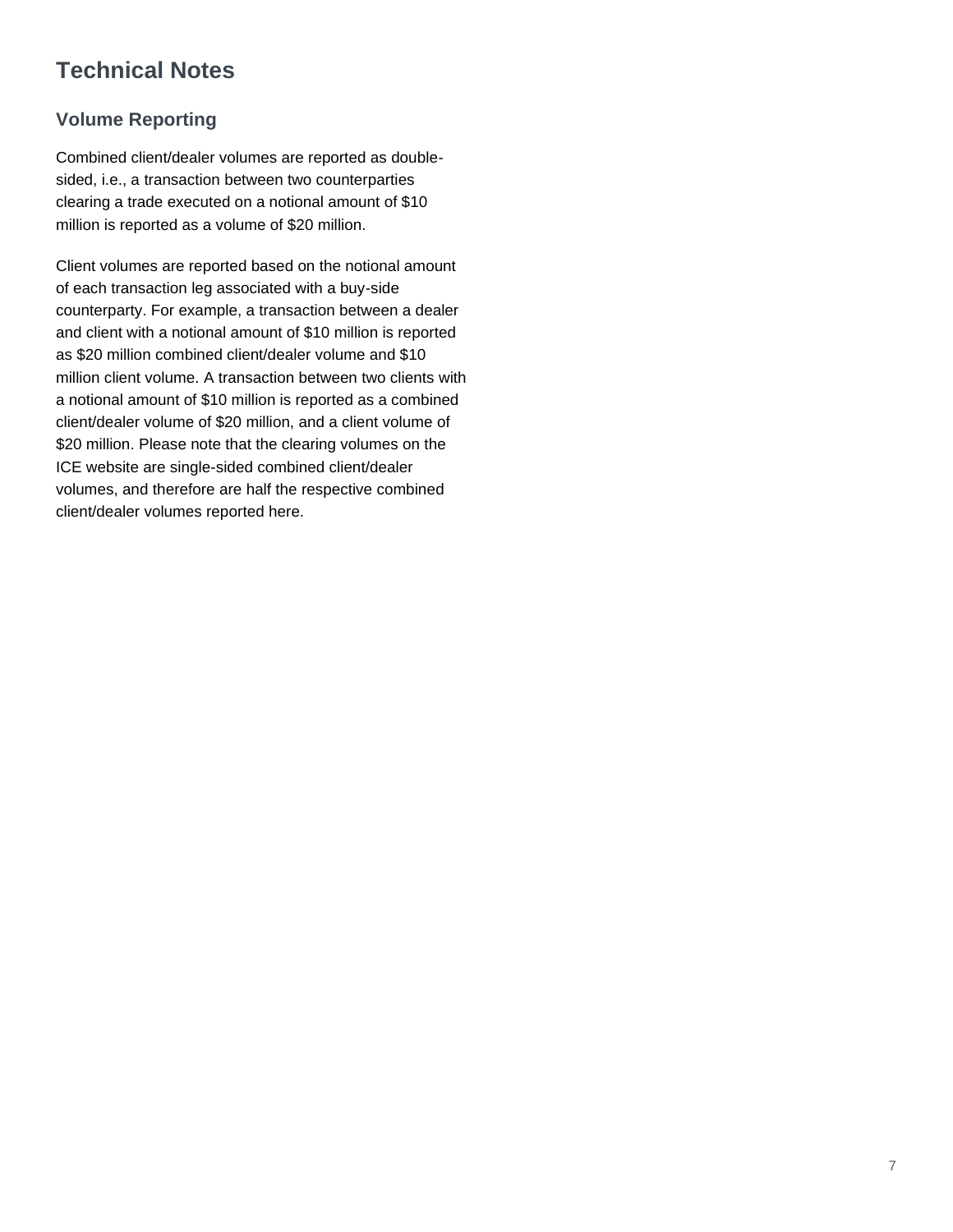# Technical Notes

## Volume Reporting

Combined client/dealer volumes are reported as double-sided, i.e., a transaction between two counterparties clearing a trade executed on a notional amount of $10 million is reported as a volume of $20 million.

Client volumes are reported based on the notional amount of each transaction leg associated with a buy-side counterparty. For example, a transaction between a dealer and client with a notional amount of $10 million is reported as $20 million combined client/dealer volume and $10 million client volume. A transaction between two clients with a notional amount of $10 million is reported as a combined client/dealer volume of $20 million, and a client volume of $20 million. Please note that the clearing volumes on the ICE website are single-sided combined client/dealer volumes, and therefore are half the respective combined client/dealer volumes reported here.